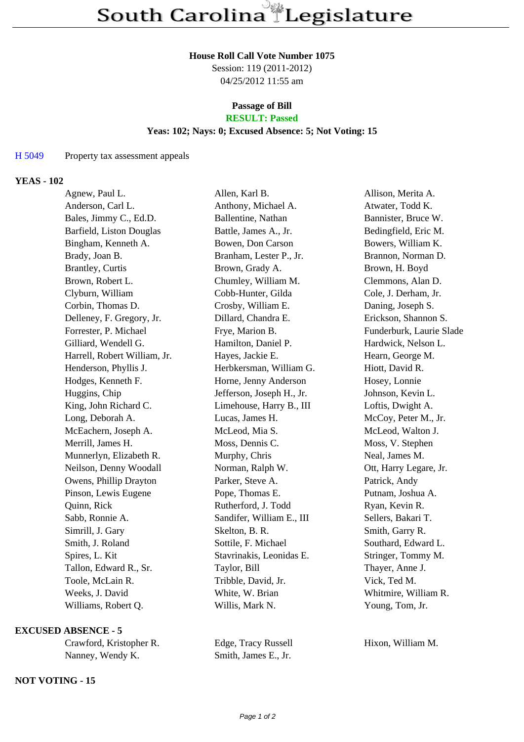# South Carolina Legislature

**House Roll Call Vote Number 1075**
Session: 119 (2011-2012)
04/25/2012 11:55 am

**Passage of Bill**
**RESULT: Passed**
**Yeas: 102; Nays: 0; Excused Absence: 5; Not Voting: 15**

H 5049 Property tax assessment appeals

## YEAS - 102

| | | |
|---|---|---|
| Agnew, Paul L. | Allen, Karl B. | Allison, Merita A. |
| Anderson, Carl L. | Anthony, Michael A. | Atwater, Todd K. |
| Bales, Jimmy C., Ed.D. | Ballentine, Nathan | Bannister, Bruce W. |
| Barfield, Liston Douglas | Battle, James A., Jr. | Bedingfield, Eric M. |
| Bingham, Kenneth A. | Bowen, Don Carson | Bowers, William K. |
| Brady, Joan B. | Branham, Lester P., Jr. | Brannon, Norman D. |
| Brantley, Curtis | Brown, Grady A. | Brown, H. Boyd |
| Brown, Robert L. | Chumley, William M. | Clemmons, Alan D. |
| Clyburn, William | Cobb-Hunter, Gilda | Cole, J. Derham, Jr. |
| Corbin, Thomas D. | Crosby, William E. | Daning, Joseph S. |
| Delleney, F. Gregory, Jr. | Dillard, Chandra E. | Erickson, Shannon S. |
| Forrester, P. Michael | Frye, Marion B. | Funderburk, Laurie Slade |
| Gilliard, Wendell G. | Hamilton, Daniel P. | Hardwick, Nelson L. |
| Harrell, Robert William, Jr. | Hayes, Jackie E. | Hearn, George M. |
| Henderson, Phyllis J. | Herbkersman, William G. | Hiott, David R. |
| Hodges, Kenneth F. | Horne, Jenny Anderson | Hosey, Lonnie |
| Huggins, Chip | Jefferson, Joseph H., Jr. | Johnson, Kevin L. |
| King, John Richard C. | Limehouse, Harry B., III | Loftis, Dwight A. |
| Long, Deborah A. | Lucas, James H. | McCoy, Peter M., Jr. |
| McEachern, Joseph A. | McLeod, Mia S. | McLeod, Walton J. |
| Merrill, James H. | Moss, Dennis C. | Moss, V. Stephen |
| Munnerlyn, Elizabeth R. | Murphy, Chris | Neal, James M. |
| Neilson, Denny Woodall | Norman, Ralph W. | Ott, Harry Legare, Jr. |
| Owens, Phillip Drayton | Parker, Steve A. | Patrick, Andy |
| Pinson, Lewis Eugene | Pope, Thomas E. | Putnam, Joshua A. |
| Quinn, Rick | Rutherford, J. Todd | Ryan, Kevin R. |
| Sabb, Ronnie A. | Sandifer, William E., III | Sellers, Bakari T. |
| Simrill, J. Gary | Skelton, B. R. | Smith, Garry R. |
| Smith, J. Roland | Sottile, F. Michael | Southard, Edward L. |
| Spires, L. Kit | Stavrinakis, Leonidas E. | Stringer, Tommy M. |
| Tallon, Edward R., Sr. | Taylor, Bill | Thayer, Anne J. |
| Toole, McLain R. | Tribble, David, Jr. | Vick, Ted M. |
| Weeks, J. David | White, W. Brian | Whitmire, William R. |
| Williams, Robert Q. | Willis, Mark N. | Young, Tom, Jr. |

## EXCUSED ABSENCE - 5

| | | |
|---|---|---|
| Crawford, Kristopher R. | Edge, Tracy Russell | Hixon, William M. |
| Nanney, Wendy K. | Smith, James E., Jr. | |

## NOT VOTING - 15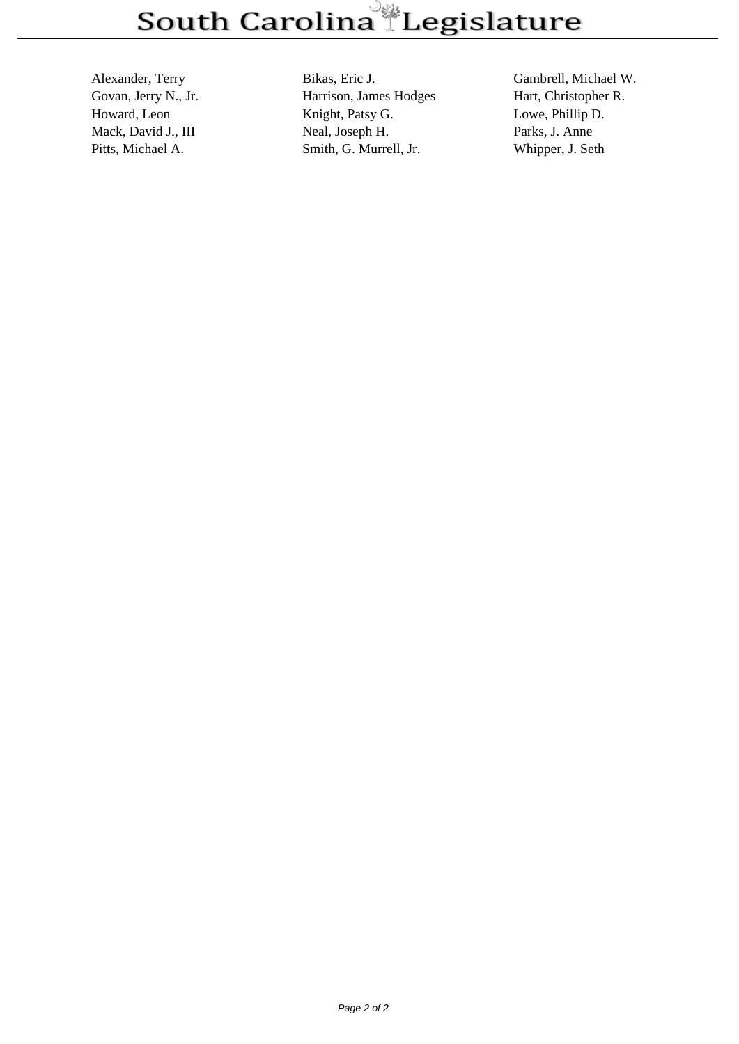Alexander, Terry
Bikas, Eric J.
Gambrell, Michael W.
Govan, Jerry N., Jr.
Harrison, James Hodges
Hart, Christopher R.
Howard, Leon
Knight, Patsy G.
Lowe, Phillip D.
Mack, David J., III
Neal, Joseph H.
Parks, J. Anne
Pitts, Michael A.
Smith, G. Murrell, Jr.
Whipper, J. Seth